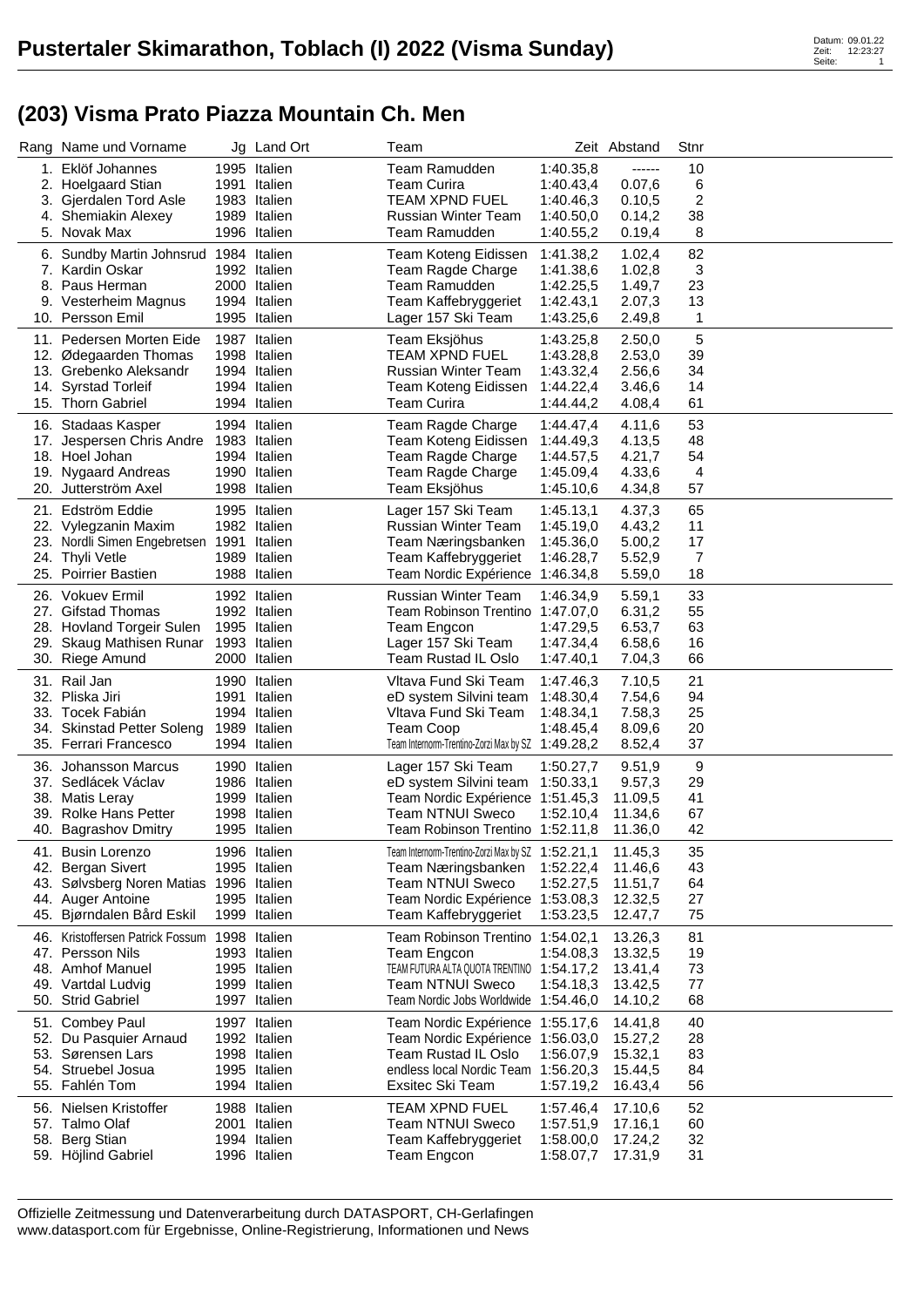# Pustertaler Skimarathon, Toblach (I) 2022 (Visma Sunday)

Datum: 09.01.22
Zeit: 12:23:27

## (203) Visma Prato Piazza Mountain Ch. Men

| Rang | Name und Vorname | Jg | Land Ort | Team | Zeit | Abstand | Stnr |
|---|---|---|---|---|---|---|---|
| 1. | Eklöf Johannes | 1995 | Italien | Team Ramudden | 1:40.35,8 | ------ | 10 |
| 2. | Hoelgaard Stian | 1991 | Italien | Team Curira | 1:40.43,4 | 0.07,6 | 6 |
| 3. | Gjerdalen Tord Asle | 1983 | Italien | TEAM XPND FUEL | 1:40.46,3 | 0.10,5 | 2 |
| 4. | Shemiakin Alexey | 1989 | Italien | Russian Winter Team | 1:40.50,0 | 0.14,2 | 38 |
| 5. | Novak Max | 1996 | Italien | Team Ramudden | 1:40.55,2 | 0.19,4 | 8 |
| 6. | Sundby Martin Johnsrud | 1984 | Italien | Team Koteng Eidissen | 1:41.38,2 | 1.02,4 | 82 |
| 7. | Kardin Oskar | 1992 | Italien | Team Ragde Charge | 1:41.38,6 | 1.02,8 | 3 |
| 8. | Paus Herman | 2000 | Italien | Team Ramudden | 1:42.25,5 | 1.49,7 | 23 |
| 9. | Vesterheim Magnus | 1994 | Italien | Team Kaffebryggeriet | 1:42.43,1 | 2.07,3 | 13 |
| 10. | Persson Emil | 1995 | Italien | Lager 157 Ski Team | 1:43.25,6 | 2.49,8 | 1 |
| 11. | Pedersen Morten Eide | 1987 | Italien | Team Eksjöhus | 1:43.25,8 | 2.50,0 | 5 |
| 12. | Ødegaarden Thomas | 1998 | Italien | TEAM XPND FUEL | 1:43.28,8 | 2.53,0 | 39 |
| 13. | Grebenko Aleksandr | 1994 | Italien | Russian Winter Team | 1:43.32,4 | 2.56,6 | 34 |
| 14. | Syrstad Torleif | 1994 | Italien | Team Koteng Eidissen | 1:44.22,4 | 3.46,6 | 14 |
| 15. | Thorn Gabriel | 1994 | Italien | Team Curira | 1:44.44,2 | 4.08,4 | 61 |
| 16. | Stadaas Kasper | 1994 | Italien | Team Ragde Charge | 1:44.47,4 | 4.11,6 | 53 |
| 17. | Jespersen Chris Andre | 1983 | Italien | Team Koteng Eidissen | 1:44.49,3 | 4.13,5 | 48 |
| 18. | Hoel Johan | 1994 | Italien | Team Ragde Charge | 1:44.57,5 | 4.21,7 | 54 |
| 19. | Nygaard Andreas | 1990 | Italien | Team Ragde Charge | 1:45.09,4 | 4.33,6 | 4 |
| 20. | Jutterström Axel | 1998 | Italien | Team Eksjöhus | 1:45.10,6 | 4.34,8 | 57 |
| 21. | Edström Eddie | 1995 | Italien | Lager 157 Ski Team | 1:45.13,1 | 4.37,3 | 65 |
| 22. | Vylegzanin Maxim | 1982 | Italien | Russian Winter Team | 1:45.19,0 | 4.43,2 | 11 |
| 23. | Nordli Simen Engebretsen | 1991 | Italien | Team Næringsbanken | 1:45.36,0 | 5.00,2 | 17 |
| 24. | Thyli Vetle | 1989 | Italien | Team Kaffebryggeriet | 1:46.28,7 | 5.52,9 | 7 |
| 25. | Poirrier Bastien | 1988 | Italien | Team Nordic Expérience | 1:46.34,8 | 5.59,0 | 18 |
| 26. | Vokuev Ermil | 1992 | Italien | Russian Winter Team | 1:46.34,9 | 5.59,1 | 33 |
| 27. | Gifstad Thomas | 1992 | Italien | Team Robinson Trentino | 1:47.07,0 | 6.31,2 | 55 |
| 28. | Hovland Torgeir Sulen | 1995 | Italien | Team Engcon | 1:47.29,5 | 6.53,7 | 63 |
| 29. | Skaug Mathisen Runar | 1993 | Italien | Lager 157 Ski Team | 1:47.34,4 | 6.58,6 | 16 |
| 30. | Riege Amund | 2000 | Italien | Team Rustad IL Oslo | 1:47.40,1 | 7.04,3 | 66 |
| 31. | Rail Jan | 1990 | Italien | Vltava Fund Ski Team | 1:47.46,3 | 7.10,5 | 21 |
| 32. | Pliska Jiri | 1991 | Italien | eD system Silvini team | 1:48.30,4 | 7.54,6 | 94 |
| 33. | Tocek Fabián | 1994 | Italien | Vltava Fund Ski Team | 1:48.34,1 | 7.58,3 | 25 |
| 34. | Skinstad Petter Soleng | 1989 | Italien | Team Coop | 1:48.45,4 | 8.09,6 | 20 |
| 35. | Ferrari Francesco | 1994 | Italien | Team Internorm-Trentino-Zorzi Max by SZ | 1:49.28,2 | 8.52,4 | 37 |
| 36. | Johansson Marcus | 1990 | Italien | Lager 157 Ski Team | 1:50.27,7 | 9.51,9 | 9 |
| 37. | Sedlácek Václav | 1986 | Italien | eD system Silvini team | 1:50.33,1 | 9.57,3 | 29 |
| 38. | Matis Leray | 1999 | Italien | Team Nordic Expérience | 1:51.45,3 | 11.09,5 | 41 |
| 39. | Rolke Hans Petter | 1998 | Italien | Team NTNUI Sweco | 1:52.10,4 | 11.34,6 | 67 |
| 40. | Bagrashov Dmitry | 1995 | Italien | Team Robinson Trentino | 1:52.11,8 | 11.36,0 | 42 |
| 41. | Busin Lorenzo | 1996 | Italien | Team Internorm-Trentino-Zorzi Max by SZ | 1:52.21,1 | 11.45,3 | 35 |
| 42. | Bergan Sivert | 1995 | Italien | Team Næringsbanken | 1:52.22,4 | 11.46,6 | 43 |
| 43. | Sølvsberg Noren Matias | 1996 | Italien | Team NTNUI Sweco | 1:52.27,5 | 11.51,7 | 64 |
| 44. | Auger Antoine | 1995 | Italien | Team Nordic Expérience | 1:53.08,3 | 12.32,5 | 27 |
| 45. | Bjørndalen Bård Eskil | 1999 | Italien | Team Kaffebryggeriet | 1:53.23,5 | 12.47,7 | 75 |
| 46. | Kristoffersen Patrick Fossum | 1998 | Italien | Team Robinson Trentino | 1:54.02,1 | 13.26,3 | 81 |
| 47. | Persson Nils | 1993 | Italien | Team Engcon | 1:54.08,3 | 13.32,5 | 19 |
| 48. | Amhof Manuel | 1995 | Italien | TEAM FUTURA ALTA QUOTA TRENTINO | 1:54.17,2 | 13.41,4 | 73 |
| 49. | Vartdal Ludvig | 1999 | Italien | Team NTNUI Sweco | 1:54.18,3 | 13.42,5 | 77 |
| 50. | Strid Gabriel | 1997 | Italien | Team Nordic Jobs Worldwide | 1:54.46,0 | 14.10,2 | 68 |
| 51. | Combey Paul | 1997 | Italien | Team Nordic Expérience | 1:55.17,6 | 14.41,8 | 40 |
| 52. | Du Pasquier Arnaud | 1992 | Italien | Team Nordic Expérience | 1:56.03,0 | 15.27,2 | 28 |
| 53. | Sørensen Lars | 1998 | Italien | Team Rustad IL Oslo | 1:56.07,9 | 15.32,1 | 83 |
| 54. | Struebel Josua | 1995 | Italien | endless local Nordic Team | 1:56.20,3 | 15.44,5 | 84 |
| 55. | Fahlén Tom | 1994 | Italien | Exsitec Ski Team | 1:57.19,2 | 16.43,4 | 56 |
| 56. | Nielsen Kristoffer | 1988 | Italien | TEAM XPND FUEL | 1:57.46,4 | 17.10,6 | 52 |
| 57. | Talmo Olaf | 2001 | Italien | Team NTNUI Sweco | 1:57.51,9 | 17.16,1 | 60 |
| 58. | Berg Stian | 1994 | Italien | Team Kaffebryggeriet | 1:58.00,0 | 17.24,2 | 32 |
| 59. | Höjlind Gabriel | 1996 | Italien | Team Engcon | 1:58.07,7 | 17.31,9 | 31 |

Offizielle Zeitmessung und Datenverarbeitung durch DATASPORT, CH-Gerlafingen
www.datasport.com für Ergebnisse, Online-Registrierung, Informationen und News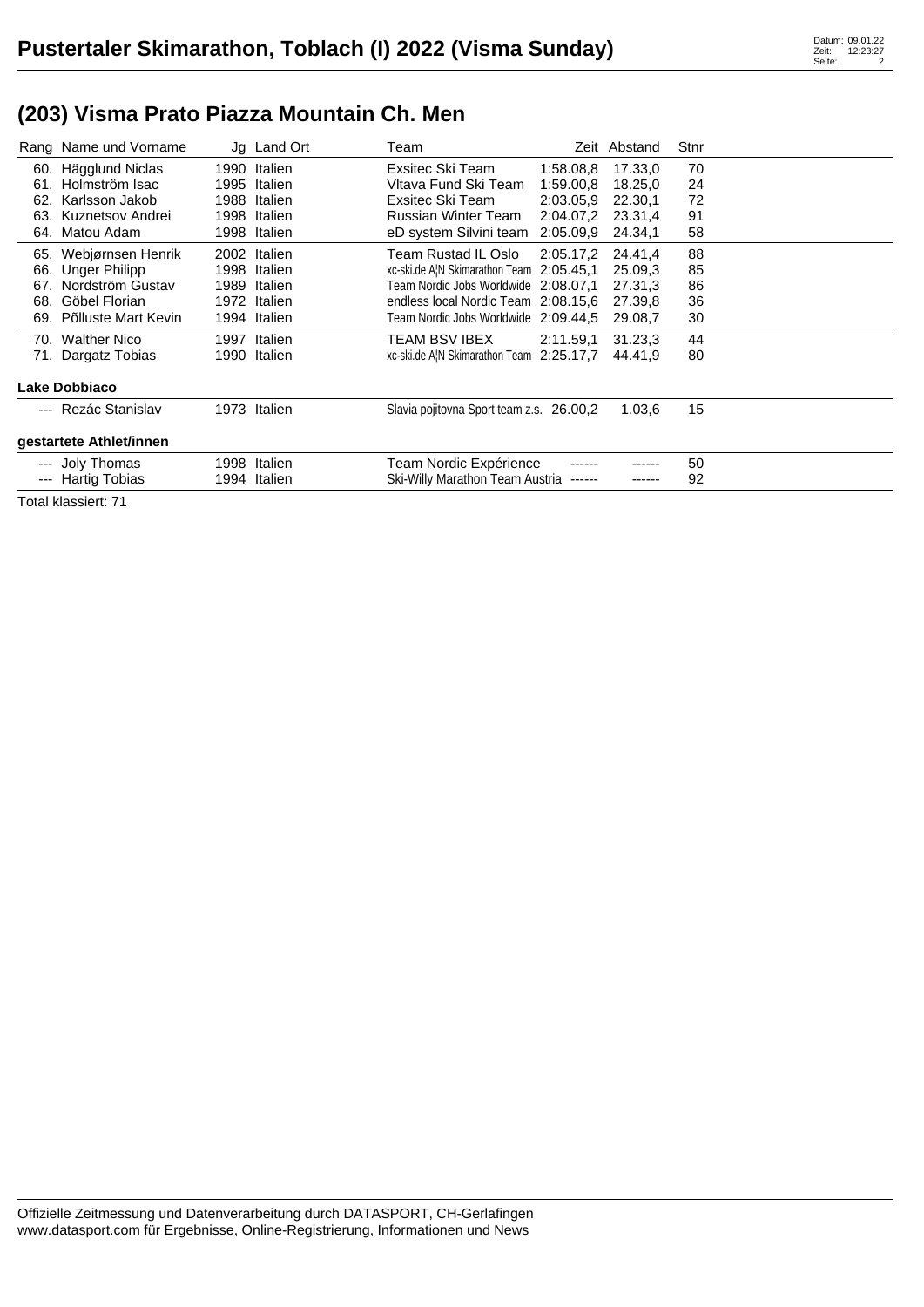# Pustertaler Skimarathon, Toblach (I) 2022 (Visma Sunday)

## (203) Visma Prato Piazza Mountain Ch. Men

| Rang | Name und Vorname | Jg | Land Ort | Team | Zeit | Abstand | Stnr |
|---|---|---|---|---|---|---|---|
| 60. | Hägglund Niclas | 1990 | Italien | Exsitec Ski Team | 1:58.08,8 | 17.33,0 | 70 |
| 61. | Holmström Isac | 1995 | Italien | Vltava Fund Ski Team | 1:59.00,8 | 18.25,0 | 24 |
| 62. | Karlsson Jakob | 1988 | Italien | Exsitec Ski Team | 2:03.05,9 | 22.30,1 | 72 |
| 63. | Kuznetsov Andrei | 1998 | Italien | Russian Winter Team | 2:04.07,2 | 23.31,4 | 91 |
| 64. | Matou Adam | 1998 | Italien | eD system Silvini team | 2:05.09,9 | 24.34,1 | 58 |
| 65. | Webjørnsen Henrik | 2002 | Italien | Team Rustad IL Oslo | 2:05.17,2 | 24.41,4 | 88 |
| 66. | Unger Philipp | 1998 | Italien | xc-ski.de A¦N Skimarathon Team | 2:05.45,1 | 25.09,3 | 85 |
| 67. | Nordström Gustav | 1989 | Italien | Team Nordic Jobs Worldwide | 2:08.07,1 | 27.31,3 | 86 |
| 68. | Göbel Florian | 1972 | Italien | endless local Nordic Team | 2:08.15,6 | 27.39,8 | 36 |
| 69. | Põlluste Mart Kevin | 1994 | Italien | Team Nordic Jobs Worldwide | 2:09.44,5 | 29.08,7 | 30 |
| 70. | Walther Nico | 1997 | Italien | TEAM BSV IBEX | 2:11.59,1 | 31.23,3 | 44 |
| 71. | Dargatz Tobias | 1990 | Italien | xc-ski.de A¦N Skimarathon Team | 2:25.17,7 | 44.41,9 | 80 |

**Lake Dobbiaco**

| Rang | Name und Vorname | Jg | Land Ort | Team | Zeit | Abstand | Stnr |
|---|---|---|---|---|---|---|---|
| --- | Rezác Stanislav | 1973 | Italien | Slavia pojitovna Sport team z.s. | 26.00,2 | 1.03,6 | 15 |

**gestartete Athlet/innen**

| Rang | Name und Vorname | Jg | Land Ort | Team | Zeit | Abstand | Stnr |
|---|---|---|---|---|---|---|---|
| --- | Joly Thomas | 1998 | Italien | Team Nordic Expérience | ------ | ------ | 50 |
| --- | Hartig Tobias | 1994 | Italien | Ski-Willy Marathon Team Austria | ------ | ------ | 92 |

Total klassiert: 71

Offizielle Zeitmessung und Datenverarbeitung durch DATASPORT, CH-Gerlafingen
www.datasport.com für Ergebnisse, Online-Registrierung, Informationen und News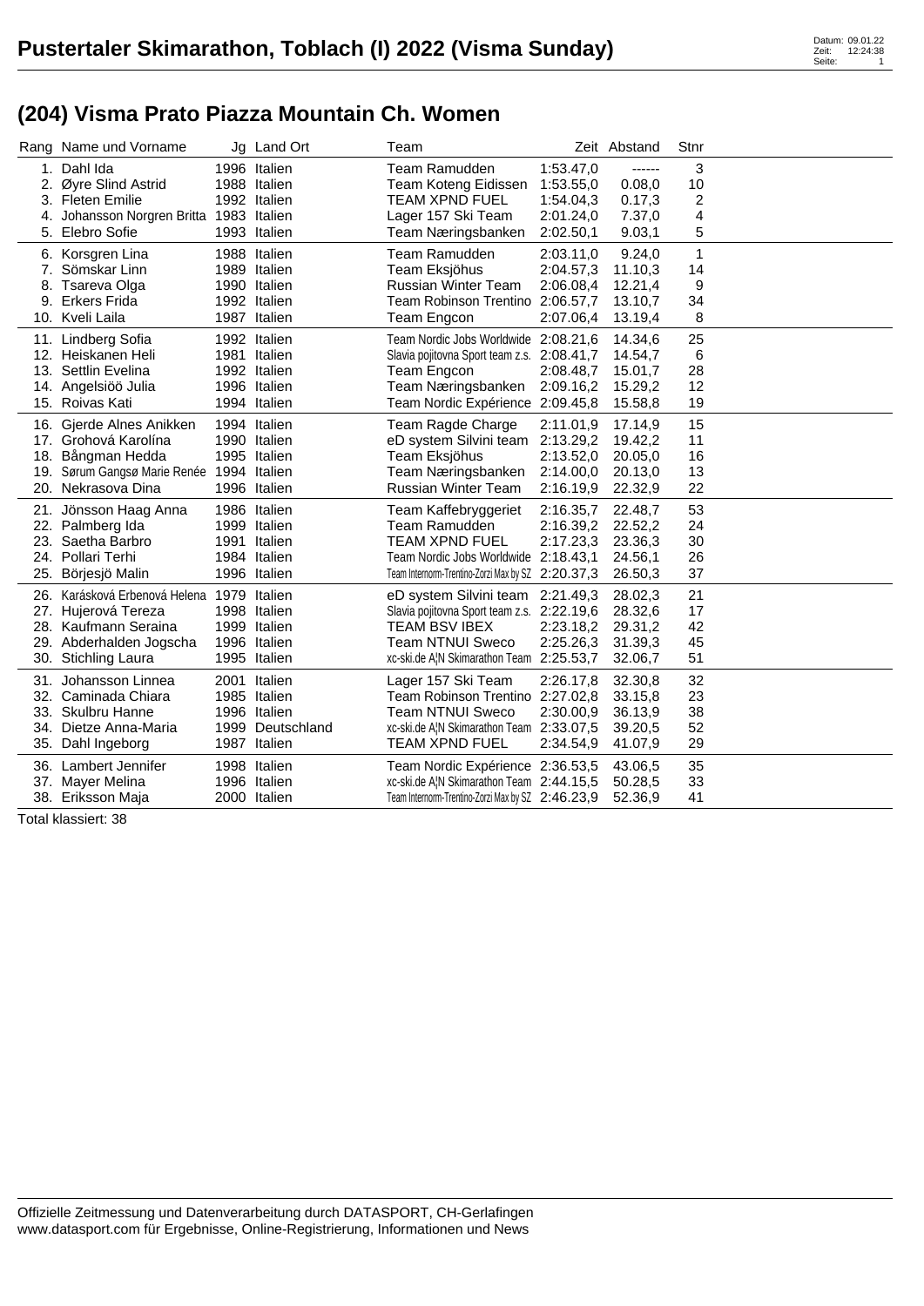# Pustertaler Skimarathon, Toblach (I) 2022 (Visma Sunday)

Datum: 09.01.22
Zeit: 12:24:38
Seite: 1

## (204) Visma Prato Piazza Mountain Ch. Women

| Rang | Name und Vorname | Jg | Land Ort | Team | Zeit | Abstand | Stnr |
|---|---|---|---|---|---|---|---|
| 1. | Dahl Ida | 1996 | Italien | Team Ramudden | 1:53.47,0 | ------ | 3 |
| 2. | Øyre Slind Astrid | 1988 | Italien | Team Koteng Eidissen | 1:53.55,0 | 0.08,0 | 10 |
| 3. | Fleten Emilie | 1992 | Italien | TEAM XPND FUEL | 1:54.04,3 | 0.17,3 | 2 |
| 4. | Johansson Norgren Britta | 1983 | Italien | Lager 157 Ski Team | 2:01.24,0 | 7.37,0 | 4 |
| 5. | Elebro Sofie | 1993 | Italien | Team Næringsbanken | 2:02.50,1 | 9.03,1 | 5 |
| 6. | Korsgren Lina | 1988 | Italien | Team Ramudden | 2:03.11,0 | 9.24,0 | 1 |
| 7. | Sömskar Linn | 1989 | Italien | Team Eksjöhus | 2:04.57,3 | 11.10,3 | 14 |
| 8. | Tsareva Olga | 1990 | Italien | Russian Winter Team | 2:06.08,4 | 12.21,4 | 9 |
| 9. | Erkers Frida | 1992 | Italien | Team Robinson Trentino | 2:06.57,7 | 13.10,7 | 34 |
| 10. | Kveli Laila | 1987 | Italien | Team Engcon | 2:07.06,4 | 13.19,4 | 8 |
| 11. | Lindberg Sofia | 1992 | Italien | Team Nordic Jobs Worldwide | 2:08.21,6 | 14.34,6 | 25 |
| 12. | Heiskanen Heli | 1981 | Italien | Slavia pojitovna Sport team z.s. | 2:08.41,7 | 14.54,7 | 6 |
| 13. | Settlin Evelina | 1992 | Italien | Team Engcon | 2:08.48,7 | 15.01,7 | 28 |
| 14. | Angelsiöö Julia | 1996 | Italien | Team Næringsbanken | 2:09.16,2 | 15.29,2 | 12 |
| 15. | Roivas Kati | 1994 | Italien | Team Nordic Expérience | 2:09.45,8 | 15.58,8 | 19 |
| 16. | Gjerde Alnes Anikken | 1994 | Italien | Team Ragde Charge | 2:11.01,9 | 17.14,9 | 15 |
| 17. | Grohová Karolína | 1990 | Italien | eD system Silvini team | 2:13.29,2 | 19.42,2 | 11 |
| 18. | Bångman Hedda | 1995 | Italien | Team Eksjöhus | 2:13.52,0 | 20.05,0 | 16 |
| 19. | Sørum Gangsø Marie Renée | 1994 | Italien | Team Næringsbanken | 2:14.00,0 | 20.13,0 | 13 |
| 20. | Nekrasova Dina | 1996 | Italien | Russian Winter Team | 2:16.19,9 | 22.32,9 | 22 |
| 21. | Jönsson Haag Anna | 1986 | Italien | Team Kaffebryggeriet | 2:16.35,7 | 22.48,7 | 53 |
| 22. | Palmberg Ida | 1999 | Italien | Team Ramudden | 2:16.39,2 | 22.52,2 | 24 |
| 23. | Saetha Barbro | 1991 | Italien | TEAM XPND FUEL | 2:17.23,3 | 23.36,3 | 30 |
| 24. | Pollari Terhi | 1984 | Italien | Team Nordic Jobs Worldwide | 2:18.43,1 | 24.56,1 | 26 |
| 25. | Börjesjö Malin | 1996 | Italien | Team Internorm-Trentino-Zorzi Max by SZ | 2:20.37,3 | 26.50,3 | 37 |
| 26. | Karásková Erbenová Helena | 1979 | Italien | eD system Silvini team | 2:21.49,3 | 28.02,3 | 21 |
| 27. | Hujerová Tereza | 1998 | Italien | Slavia pojitovna Sport team z.s. | 2:22.19,6 | 28.32,6 | 17 |
| 28. | Kaufmann Seraina | 1999 | Italien | TEAM BSV IBEX | 2:23.18,2 | 29.31,2 | 42 |
| 29. | Abderhalden Jogscha | 1996 | Italien | Team NTNUI Sweco | 2:25.26,3 | 31.39,3 | 45 |
| 30. | Stichling Laura | 1995 | Italien | xc-ski.de A¦N Skimarathon Team | 2:25.53,7 | 32.06,7 | 51 |
| 31. | Johansson Linnea | 2001 | Italien | Lager 157 Ski Team | 2:26.17,8 | 32.30,8 | 32 |
| 32. | Caminada Chiara | 1985 | Italien | Team Robinson Trentino | 2:27.02,8 | 33.15,8 | 23 |
| 33. | Skulbru Hanne | 1996 | Italien | Team NTNUI Sweco | 2:30.00,9 | 36.13,9 | 38 |
| 34. | Dietze Anna-Maria | 1999 | Deutschland | xc-ski.de A¦N Skimarathon Team | 2:33.07,5 | 39.20,5 | 52 |
| 35. | Dahl Ingeborg | 1987 | Italien | TEAM XPND FUEL | 2:34.54,9 | 41.07,9 | 29 |
| 36. | Lambert Jennifer | 1998 | Italien | Team Nordic Expérience | 2:36.53,5 | 43.06,5 | 35 |
| 37. | Mayer Melina | 1996 | Italien | xc-ski.de A¦N Skimarathon Team | 2:44.15,5 | 50.28,5 | 33 |
| 38. | Eriksson Maja | 2000 | Italien | Team Internorm-Trentino-Zorzi Max by SZ | 2:46.23,9 | 52.36,9 | 41 |

Total klassiert: 38

Offizielle Zeitmessung und Datenverarbeitung durch DATASPORT, CH-Gerlafingen
www.datasport.com für Ergebnisse, Online-Registrierung, Informationen und News